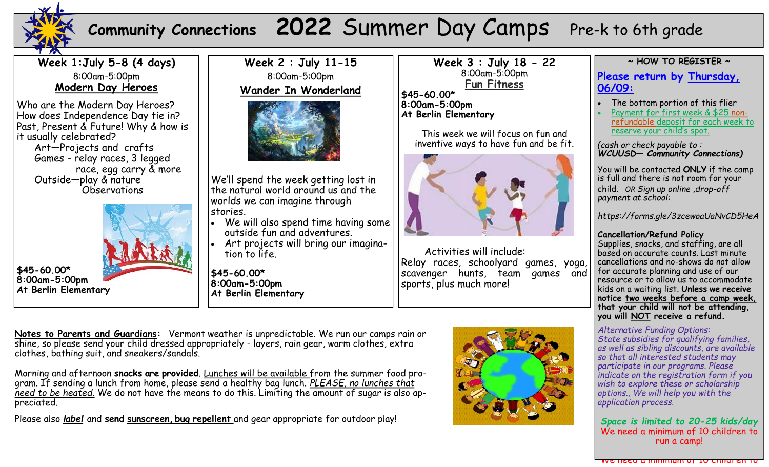# Community Connections 2022 Summer Day Camps Pre-k to 6th grade

## Week 1: July 5-8 (4 days)

8:00am-5:00pm

**Modern Day Heroes**

Who are the Modern Day Heroes? How does Independence Day tie in? Past, Present & Future! Why & how is it usually celebrated?

Art—Projects and crafts
Games - relay races, 3 legged race, egg carry & more
Outside—play & nature Observations

**$45-60.00***
**8:00am-5:00pm**
**At Berlin Elementary**

## Week 2 : July 11-15

8:00am-5:00pm

**Wander In Wonderland**

We'll spend the week getting lost in the natural world around us and the worlds we can imagine through stories.

- We will also spend time having some outside fun and adventures.
- Art projects will bring our imagination to life.

**$45-60.00***
**8:00am-5:00pm**
**At Berlin Elementary**

## Week 3 : July 18 - 22

8:00am-5:00pm

**Fun Fitness**

**$45-60.00***
**8:00am-5:00pm**
**At Berlin Elementary**

This week we will focus on fun and inventive ways to have fun and be fit.

Activities will include:
Relay races, schoolyard games, yoga, scavenger hunts, team games and sports, plus much more!

## ~ HOW TO REGISTER ~

Please return by Thursday, 06/09:

- The bottom portion of this flier
- Payment for first week & $25 non-refundable deposit for each week to reserve your child's spot.

*(cash or check payable to :* ***WCUUSD— Community Connections)***

You will be contacted **ONLY** if the camp is full and there is not room for your child. *OR Sign up online ,drop-off payment at school:*

*https://forms.gle/3zcewoaUaNvCD5HeA*

**Cancellation/Refund Policy**
Supplies, snacks, and staffing, are all based on accurate counts. Last minute cancellations and no-shows do not allow for accurate planning and use of our resource or to allow us to accommodate kids on a waiting list. **Unless we receive notice two weeks before a camp week, that your child will not be attending, you will NOT receive a refund.**

*Alternative Funding Options: State subsidies for qualifying families, as well as sibling discounts, are available so that all interested students may participate in our programs. Please indicate on the registration form if you wish to explore these or scholarship options., We will help you with the application process.*

***Space is limited to 20-25 kids/day***
We need a minimum of 10 children to run a camp!

**Notes to Parents and Guardians:** Vermont weather is unpredictable. We run our camps rain or shine, so please send your child dressed appropriately - layers, rain gear, warm clothes, extra clothes, bathing suit, and sneakers/sandals.

Morning and afternoon **snacks are provided**. Lunches will be available from the summer food program. If sending a lunch from home, please send a healthy bag lunch. *PLEASE, no lunches that need to be heated.* We do not have the means to do this. Limiting the amount of sugar is also appreciated.

Please also ***label*** and **send sunscreen, bug repellent** and gear appropriate for outdoor play!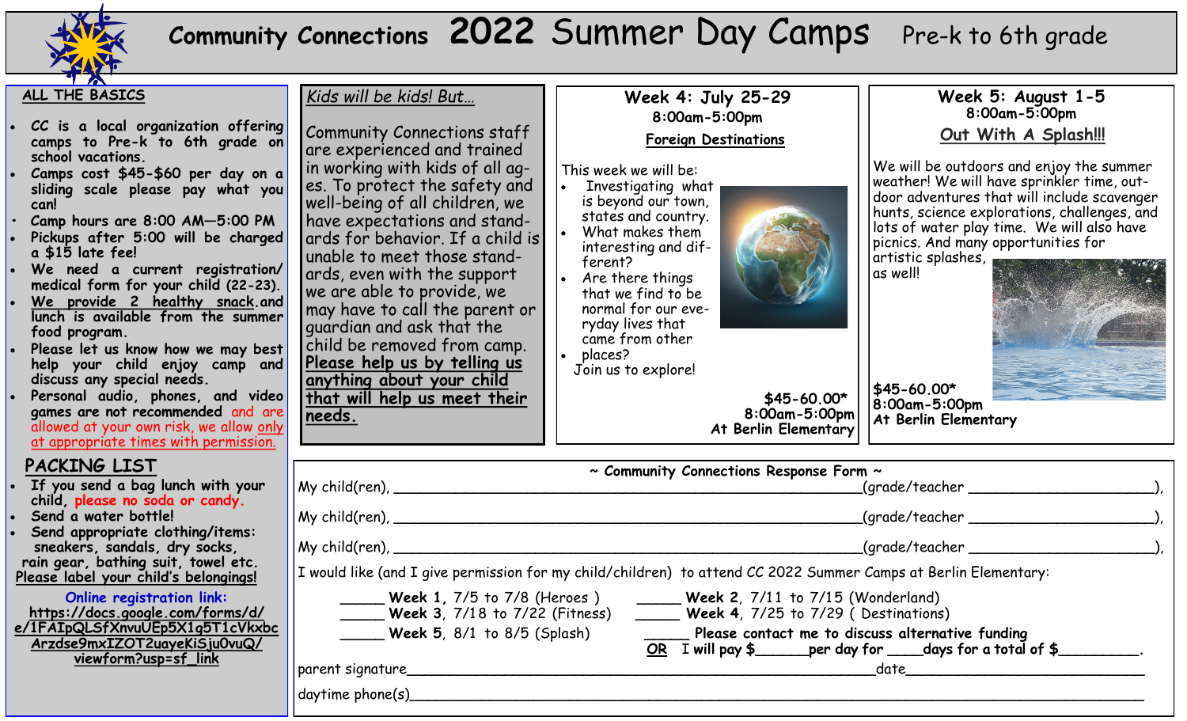# Community Connections 2022 Summer Day Camps Pre-k to 6th grade

## ALL THE BASICS

- CC is a local organization offering camps to Pre-k to 6th grade on school vacations.
- Camps cost $45-$60 per day on a sliding scale please pay what you can!
- Camp hours are 8:00 AM—5:00 PM
- Pickups after 5:00 will be charged a $15 late fee!
- We need a current registration/ medical form for your child (22-23).
- We provide 2 healthy snack.and lunch is available from the summer food program.
- Please let us know how we may best help your child enjoy camp and discuss any special needs.
- Personal audio, phones, and video games are not recommended and are allowed at your own risk, we allow only at appropriate times with permission.

## PACKING LIST

- If you send a bag lunch with your child, please no soda or candy.
- Send a water bottle!
- Send appropriate clothing/items: sneakers, sandals, dry socks, rain gear, bathing suit, towel etc.

Please label your child's belongings!

Online registration link:
https://docs.google.com/forms/d/e/1FAIpQLSfXnvuUEp5X1g5T1cVkxbcArzdse9mxIZOT2uayeKiSju0vuQ/viewform?usp=sf_link

## *Kids will be kids! But…*

Community Connections staff are experienced and trained in working with kids of all ages. To protect the safety and well-being of all children, we have expectations and standards for behavior. If a child is unable to meet those standards, even with the support we are able to provide, we may have to call the parent or guardian and ask that the child be removed from camp. **Please help us by telling us anything about your child that will help us meet their needs.**

## Week 4: July 25-29

**8:00am-5:00pm**

**Foreign Destinations**

This week we will be:

- Investigating what is beyond our town, states and country.
- What makes them interesting and different?
- Are there things that we find to be normal for our everyday lives that came from other
- places?

Join us to explore!

**$45-60.00\***
**8:00am-5:00pm**
**At Berlin Elementary**

## Week 5: August 1-5

**8:00am-5:00pm**

**Out With A Splash!!!**

We will be outdoors and enjoy the summer weather! We will have sprinkler time, outdoor adventures that will include scavenger hunts, science explorations, challenges, and lots of water play time. We will also have picnics. And many opportunities for artistic splashes, as well!

**$45-60.00\***
**8:00am-5:00pm**
**At Berlin Elementary**

## ~ Community Connections Response Form ~

My child(ren), ______________________________(grade/teacher ______________),

My child(ren), ______________________________(grade/teacher ______________),

My child(ren), ______________________________(grade/teacher ______________),

I would like (and I give permission for my child/children) to attend CC 2022 Summer Camps at Berlin Elementary:

_____ **Week 1**, 7/5 to 7/8 (Heroes)
_____ **Week 2**, 7/11 to 7/15 (Wonderland)
_____ **Week 3**, 7/18 to 7/22 (Fitness)
_____ **Week 4**, 7/25 to 7/29 (Destinations)
_____ **Week 5**, 8/1 to 8/5 (Splash)

_____ **Please contact me to discuss alternative funding**
**OR** I will pay $______per day for ____days for a total of $_________.

parent signature______________________________date______________

daytime phone(s)______________________________